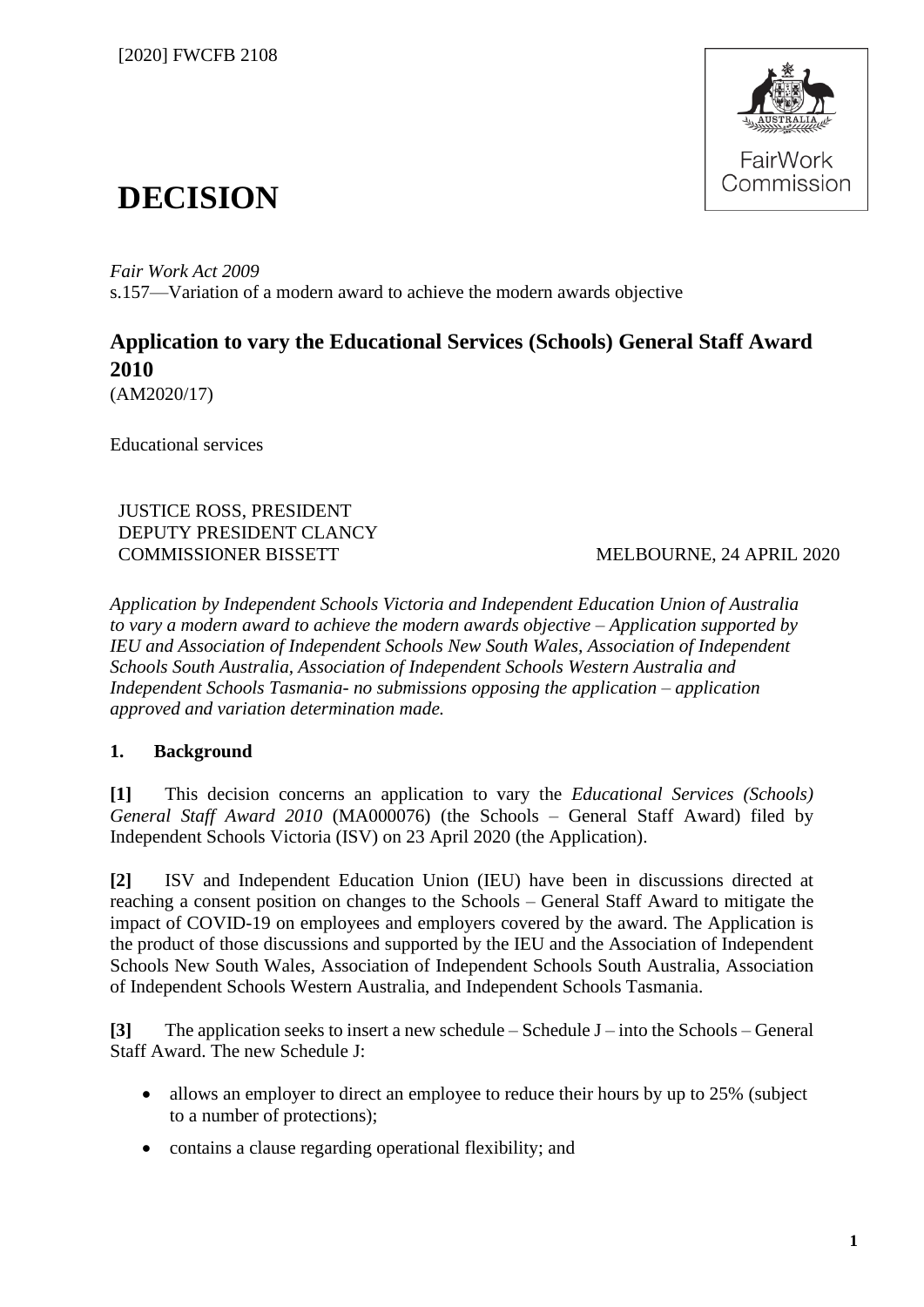[2020] FWCFB 2108

# DECISION

*Fair Work Act 2009*
s.157—Variation of a modern award to achieve the modern awards objective

## Application to vary the Educational Services (Schools) General Staff Award 2010

(AM2020/17)

Educational services

JUSTICE ROSS, PRESIDENT
DEPUTY PRESIDENT CLANCY
COMMISSIONER BISSETT

MELBOURNE, 24 APRIL 2020

*Application by Independent Schools Victoria and Independent Education Union of Australia to vary a modern award to achieve the modern awards objective – Application supported by IEU and Association of Independent Schools New South Wales, Association of Independent Schools South Australia, Association of Independent Schools Western Australia and Independent Schools Tasmania- no submissions opposing the application – application approved and variation determination made.*

### 1. Background

**[1]** This decision concerns an application to vary the *Educational Services (Schools) General Staff Award 2010* (MA000076) (the Schools – General Staff Award) filed by Independent Schools Victoria (ISV) on 23 April 2020 (the Application).

**[2]** ISV and Independent Education Union (IEU) have been in discussions directed at reaching a consent position on changes to the Schools – General Staff Award to mitigate the impact of COVID-19 on employees and employers covered by the award. The Application is the product of those discussions and supported by the IEU and the Association of Independent Schools New South Wales, Association of Independent Schools South Australia, Association of Independent Schools Western Australia, and Independent Schools Tasmania.

**[3]** The application seeks to insert a new schedule – Schedule J – into the Schools – General Staff Award. The new Schedule J:

- allows an employer to direct an employee to reduce their hours by up to 25% (subject to a number of protections);
- contains a clause regarding operational flexibility; and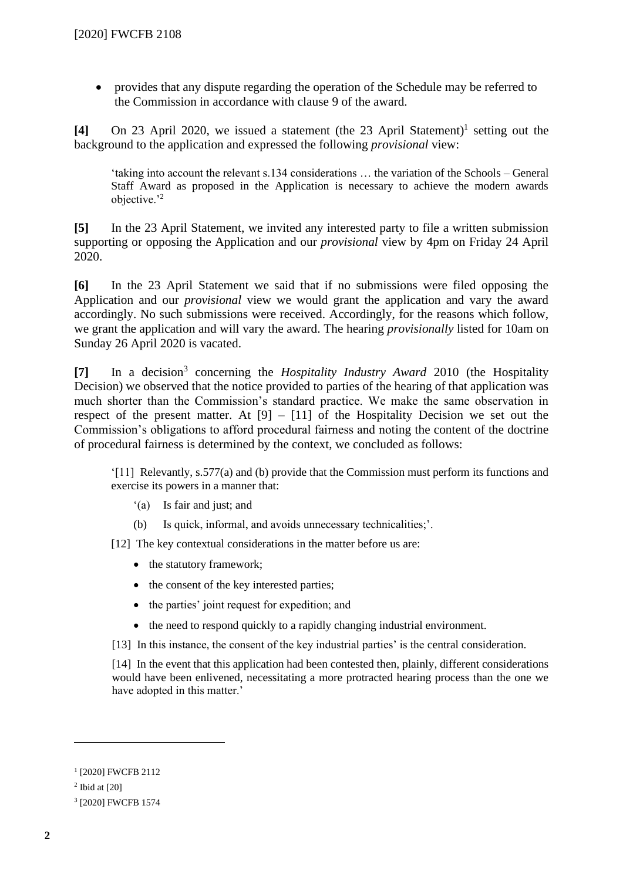- provides that any dispute regarding the operation of the Schedule may be referred to the Commission in accordance with clause 9 of the award.

**[4]** On 23 April 2020, we issued a statement (the 23 April Statement)[1] setting out the background to the application and expressed the following *provisional* view:

> 'taking into account the relevant s.134 considerations … the variation of the Schools – General Staff Award as proposed in the Application is necessary to achieve the modern awards objective.'[2]

**[5]** In the 23 April Statement, we invited any interested party to file a written submission supporting or opposing the Application and our *provisional* view by 4pm on Friday 24 April 2020.

**[6]** In the 23 April Statement we said that if no submissions were filed opposing the Application and our *provisional* view we would grant the application and vary the award accordingly. No such submissions were received. Accordingly, for the reasons which follow, we grant the application and will vary the award. The hearing *provisionally* listed for 10am on Sunday 26 April 2020 is vacated.

**[7]** In a decision[3] concerning the *Hospitality Industry Award* 2010 (the Hospitality Decision) we observed that the notice provided to parties of the hearing of that application was much shorter than the Commission's standard practice. We make the same observation in respect of the present matter. At [9] – [11] of the Hospitality Decision we set out the Commission's obligations to afford procedural fairness and noting the content of the doctrine of procedural fairness is determined by the context, we concluded as follows:

> '[11] Relevantly, s.577(a) and (b) provide that the Commission must perform its functions and exercise its powers in a manner that:
>
> '(a) Is fair and just; and
>
> (b) Is quick, informal, and avoids unnecessary technicalities;'.
>
> [12] The key contextual considerations in the matter before us are:
>
> - the statutory framework;
> - the consent of the key interested parties;
> - the parties' joint request for expedition; and
> - the need to respond quickly to a rapidly changing industrial environment.
>
> [13] In this instance, the consent of the key industrial parties' is the central consideration.
>
> [14] In the event that this application had been contested then, plainly, different considerations would have been enlivened, necessitating a more protracted hearing process than the one we have adopted in this matter.'

---

[1] [2020] FWCFB 2112

[2] Ibid at [20]

[3] [2020] FWCFB 1574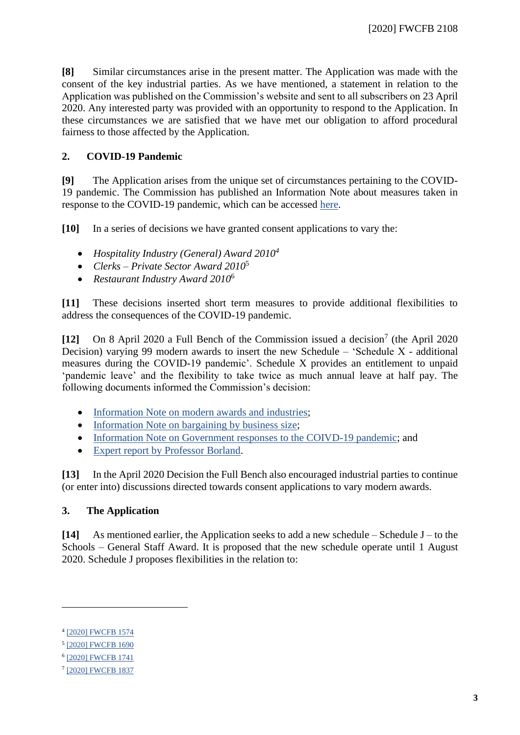**[8]** Similar circumstances arise in the present matter. The Application was made with the consent of the key industrial parties. As we have mentioned, a statement in relation to the Application was published on the Commission's website and sent to all subscribers on 23 April 2020. Any interested party was provided with an opportunity to respond to the Application. In these circumstances we are satisfied that we have met our obligation to afford procedural fairness to those affected by the Application.

## 2. COVID-19 Pandemic

**[9]** The Application arises from the unique set of circumstances pertaining to the COVID-19 pandemic. The Commission has published an Information Note about measures taken in response to the COVID-19 pandemic, which can be accessed here.

**[10]** In a series of decisions we have granted consent applications to vary the:

- *Hospitality Industry (General) Award 2010*[4]
- *Clerks – Private Sector Award 2010*[5]
- *Restaurant Industry Award 2010*[6]

**[11]** These decisions inserted short term measures to provide additional flexibilities to address the consequences of the COVID-19 pandemic.

**[12]** On 8 April 2020 a Full Bench of the Commission issued a decision[7] (the April 2020 Decision) varying 99 modern awards to insert the new Schedule – 'Schedule X - additional measures during the COVID-19 pandemic'. Schedule X provides an entitlement to unpaid 'pandemic leave' and the flexibility to take twice as much annual leave at half pay. The following documents informed the Commission's decision:

- Information Note on modern awards and industries;
- Information Note on bargaining by business size;
- Information Note on Government responses to the COIVD-19 pandemic; and
- Expert report by Professor Borland.

**[13]** In the April 2020 Decision the Full Bench also encouraged industrial parties to continue (or enter into) discussions directed towards consent applications to vary modern awards.

## 3. The Application

**[14]** As mentioned earlier, the Application seeks to add a new schedule – Schedule J – to the Schools – General Staff Award. It is proposed that the new schedule operate until 1 August 2020. Schedule J proposes flexibilities in the relation to:

---

[4] [2020] FWCFB 1574

[5] [2020] FWCFB 1690

[6] [2020] FWCFB 1741

[7] [2020] FWCFB 1837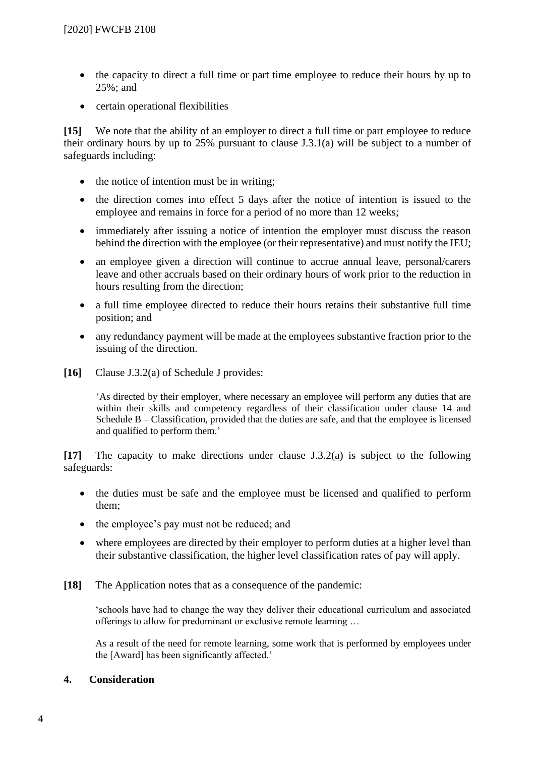- the capacity to direct a full time or part time employee to reduce their hours by up to 25%; and
- certain operational flexibilities

**[15]** We note that the ability of an employer to direct a full time or part employee to reduce their ordinary hours by up to 25% pursuant to clause J.3.1(a) will be subject to a number of safeguards including:

- the notice of intention must be in writing;
- the direction comes into effect 5 days after the notice of intention is issued to the employee and remains in force for a period of no more than 12 weeks;
- immediately after issuing a notice of intention the employer must discuss the reason behind the direction with the employee (or their representative) and must notify the IEU;
- an employee given a direction will continue to accrue annual leave, personal/carers leave and other accruals based on their ordinary hours of work prior to the reduction in hours resulting from the direction;
- a full time employee directed to reduce their hours retains their substantive full time position; and
- any redundancy payment will be made at the employees substantive fraction prior to the issuing of the direction.

**[16]** Clause J.3.2(a) of Schedule J provides:

> 'As directed by their employer, where necessary an employee will perform any duties that are within their skills and competency regardless of their classification under clause 14 and Schedule B – Classification, provided that the duties are safe, and that the employee is licensed and qualified to perform them.'

**[17]** The capacity to make directions under clause J.3.2(a) is subject to the following safeguards:

- the duties must be safe and the employee must be licensed and qualified to perform them;
- the employee's pay must not be reduced; and
- where employees are directed by their employer to perform duties at a higher level than their substantive classification, the higher level classification rates of pay will apply.

**[18]** The Application notes that as a consequence of the pandemic:

> 'schools have had to change the way they deliver their educational curriculum and associated offerings to allow for predominant or exclusive remote learning …
>
> As a result of the need for remote learning, some work that is performed by employees under the [Award] has been significantly affected.'

## 4. Consideration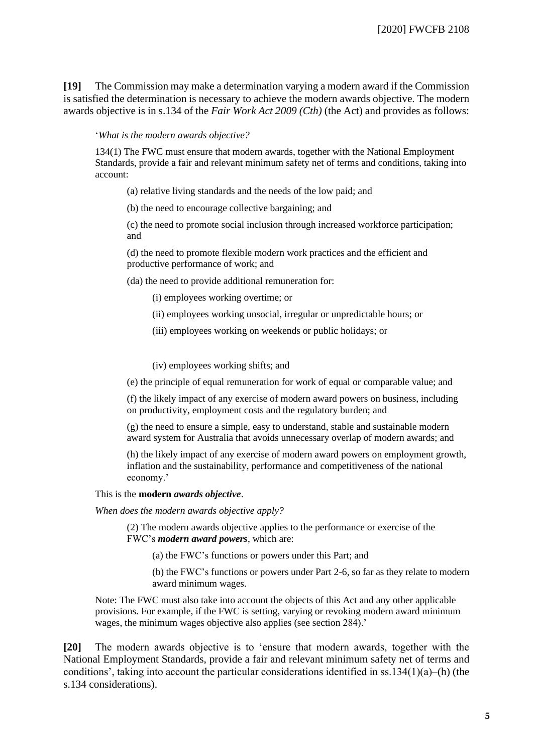**[19]** The Commission may make a determination varying a modern award if the Commission is satisfied the determination is necessary to achieve the modern awards objective. The modern awards objective is in s.134 of the *Fair Work Act 2009 (Cth)* (the Act) and provides as follows:

> '*What is the modern awards objective?*
>
> 134(1) The FWC must ensure that modern awards, together with the National Employment Standards, provide a fair and relevant minimum safety net of terms and conditions, taking into account:
>
> (a) relative living standards and the needs of the low paid; and
>
> (b) the need to encourage collective bargaining; and
>
> (c) the need to promote social inclusion through increased workforce participation; and
>
> (d) the need to promote flexible modern work practices and the efficient and productive performance of work; and
>
> (da) the need to provide additional remuneration for:
>
> (i) employees working overtime; or
>
> (ii) employees working unsocial, irregular or unpredictable hours; or
>
> (iii) employees working on weekends or public holidays; or
>
> (iv) employees working shifts; and
>
> (e) the principle of equal remuneration for work of equal or comparable value; and
>
> (f) the likely impact of any exercise of modern award powers on business, including on productivity, employment costs and the regulatory burden; and
>
> (g) the need to ensure a simple, easy to understand, stable and sustainable modern award system for Australia that avoids unnecessary overlap of modern awards; and
>
> (h) the likely impact of any exercise of modern award powers on employment growth, inflation and the sustainability, performance and competitiveness of the national economy.'
>
> This is the **modern *awards objective***.
>
> *When does the modern awards objective apply?*
>
> (2) The modern awards objective applies to the performance or exercise of the FWC's ***modern award powers***, which are:
>
> (a) the FWC's functions or powers under this Part; and
>
> (b) the FWC's functions or powers under Part 2-6, so far as they relate to modern award minimum wages.
>
> Note: The FWC must also take into account the objects of this Act and any other applicable provisions. For example, if the FWC is setting, varying or revoking modern award minimum wages, the minimum wages objective also applies (see section 284).'

**[20]** The modern awards objective is to 'ensure that modern awards, together with the National Employment Standards, provide a fair and relevant minimum safety net of terms and conditions', taking into account the particular considerations identified in ss.134(1)(a)–(h) (the s.134 considerations).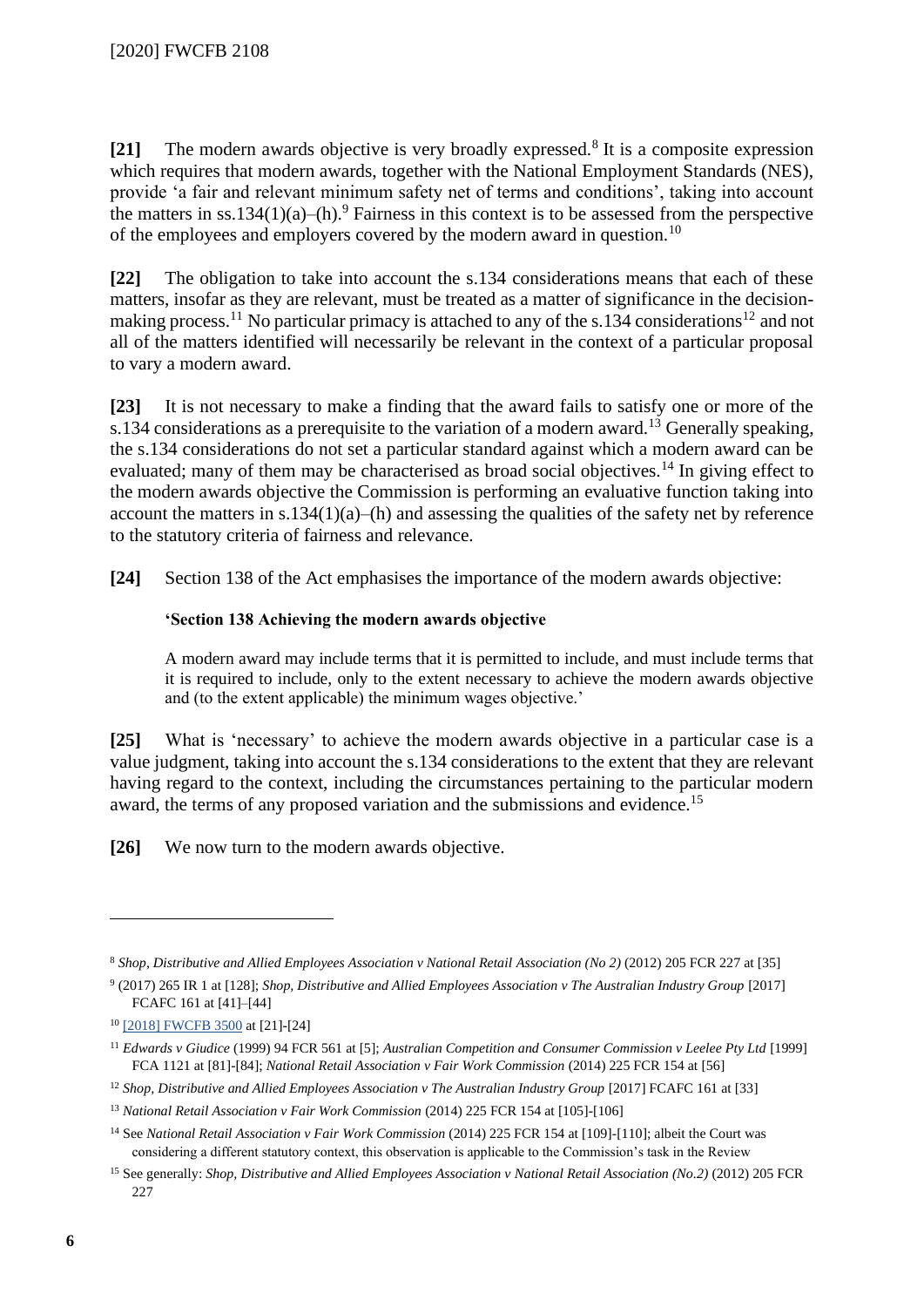**[21]** The modern awards objective is very broadly expressed.[8] It is a composite expression which requires that modern awards, together with the National Employment Standards (NES), provide 'a fair and relevant minimum safety net of terms and conditions', taking into account the matters in ss.134(1)(a)–(h).[9] Fairness in this context is to be assessed from the perspective of the employees and employers covered by the modern award in question.[10]

**[22]** The obligation to take into account the s.134 considerations means that each of these matters, insofar as they are relevant, must be treated as a matter of significance in the decision-making process.[11] No particular primacy is attached to any of the s.134 considerations[12] and not all of the matters identified will necessarily be relevant in the context of a particular proposal to vary a modern award.

**[23]** It is not necessary to make a finding that the award fails to satisfy one or more of the s.134 considerations as a prerequisite to the variation of a modern award.[13] Generally speaking, the s.134 considerations do not set a particular standard against which a modern award can be evaluated; many of them may be characterised as broad social objectives.[14] In giving effect to the modern awards objective the Commission is performing an evaluative function taking into account the matters in s.134(1)(a)–(h) and assessing the qualities of the safety net by reference to the statutory criteria of fairness and relevance.

**[24]** Section 138 of the Act emphasises the importance of the modern awards objective:

> **'Section 138 Achieving the modern awards objective**
>
> A modern award may include terms that it is permitted to include, and must include terms that it is required to include, only to the extent necessary to achieve the modern awards objective and (to the extent applicable) the minimum wages objective.'

**[25]** What is 'necessary' to achieve the modern awards objective in a particular case is a value judgment, taking into account the s.134 considerations to the extent that they are relevant having regard to the context, including the circumstances pertaining to the particular modern award, the terms of any proposed variation and the submissions and evidence.[15]

**[26]** We now turn to the modern awards objective.

---

[8] *Shop, Distributive and Allied Employees Association v National Retail Association (No 2)* (2012) 205 FCR 227 at [35]

[9] (2017) 265 IR 1 at [128]; *Shop, Distributive and Allied Employees Association v The Australian Industry Group* [2017] FCAFC 161 at [41]–[44]

[10] [2018] FWCFB 3500 at [21]-[24]

[11] *Edwards v Giudice* (1999) 94 FCR 561 at [5]; *Australian Competition and Consumer Commission v Leelee Pty Ltd* [1999] FCA 1121 at [81]-[84]; *National Retail Association v Fair Work Commission* (2014) 225 FCR 154 at [56]

[12] *Shop, Distributive and Allied Employees Association v The Australian Industry Group* [2017] FCAFC 161 at [33]

[13] *National Retail Association v Fair Work Commission* (2014) 225 FCR 154 at [105]-[106]

[14] See *National Retail Association v Fair Work Commission* (2014) 225 FCR 154 at [109]-[110]; albeit the Court was considering a different statutory context, this observation is applicable to the Commission's task in the Review

[15] See generally: *Shop, Distributive and Allied Employees Association v National Retail Association (No.2)* (2012) 205 FCR 227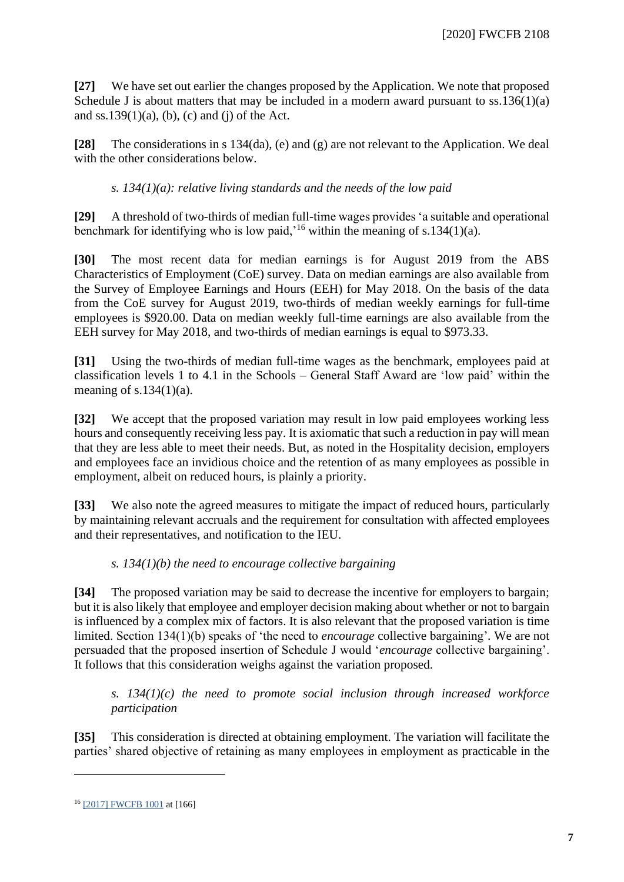**[27]** We have set out earlier the changes proposed by the Application. We note that proposed Schedule J is about matters that may be included in a modern award pursuant to ss.136(1)(a) and ss.139(1)(a), (b), (c) and (j) of the Act.

**[28]** The considerations in s 134(da), (e) and (g) are not relevant to the Application. We deal with the other considerations below.

*s. 134(1)(a): relative living standards and the needs of the low paid*

**[29]** A threshold of two-thirds of median full-time wages provides 'a suitable and operational benchmark for identifying who is low paid,'[16] within the meaning of s.134(1)(a).

**[30]** The most recent data for median earnings is for August 2019 from the ABS Characteristics of Employment (CoE) survey. Data on median earnings are also available from the Survey of Employee Earnings and Hours (EEH) for May 2018. On the basis of the data from the CoE survey for August 2019, two-thirds of median weekly earnings for full-time employees is $920.00. Data on median weekly full-time earnings are also available from the EEH survey for May 2018, and two-thirds of median earnings is equal to $973.33.

**[31]** Using the two-thirds of median full-time wages as the benchmark, employees paid at classification levels 1 to 4.1 in the Schools – General Staff Award are 'low paid' within the meaning of s.134(1)(a).

**[32]** We accept that the proposed variation may result in low paid employees working less hours and consequently receiving less pay. It is axiomatic that such a reduction in pay will mean that they are less able to meet their needs. But, as noted in the Hospitality decision, employers and employees face an invidious choice and the retention of as many employees as possible in employment, albeit on reduced hours, is plainly a priority.

**[33]** We also note the agreed measures to mitigate the impact of reduced hours, particularly by maintaining relevant accruals and the requirement for consultation with affected employees and their representatives, and notification to the IEU.

*s. 134(1)(b) the need to encourage collective bargaining*

**[34]** The proposed variation may be said to decrease the incentive for employers to bargain; but it is also likely that employee and employer decision making about whether or not to bargain is influenced by a complex mix of factors. It is also relevant that the proposed variation is time limited. Section 134(1)(b) speaks of 'the need to *encourage* collective bargaining'. We are not persuaded that the proposed insertion of Schedule J would '*encourage* collective bargaining'. It follows that this consideration weighs against the variation proposed.

*s. 134(1)(c) the need to promote social inclusion through increased workforce participation*

**[35]** This consideration is directed at obtaining employment. The variation will facilitate the parties' shared objective of retaining as many employees in employment as practicable in the

[16] [2017] FWCFB 1001 at [166]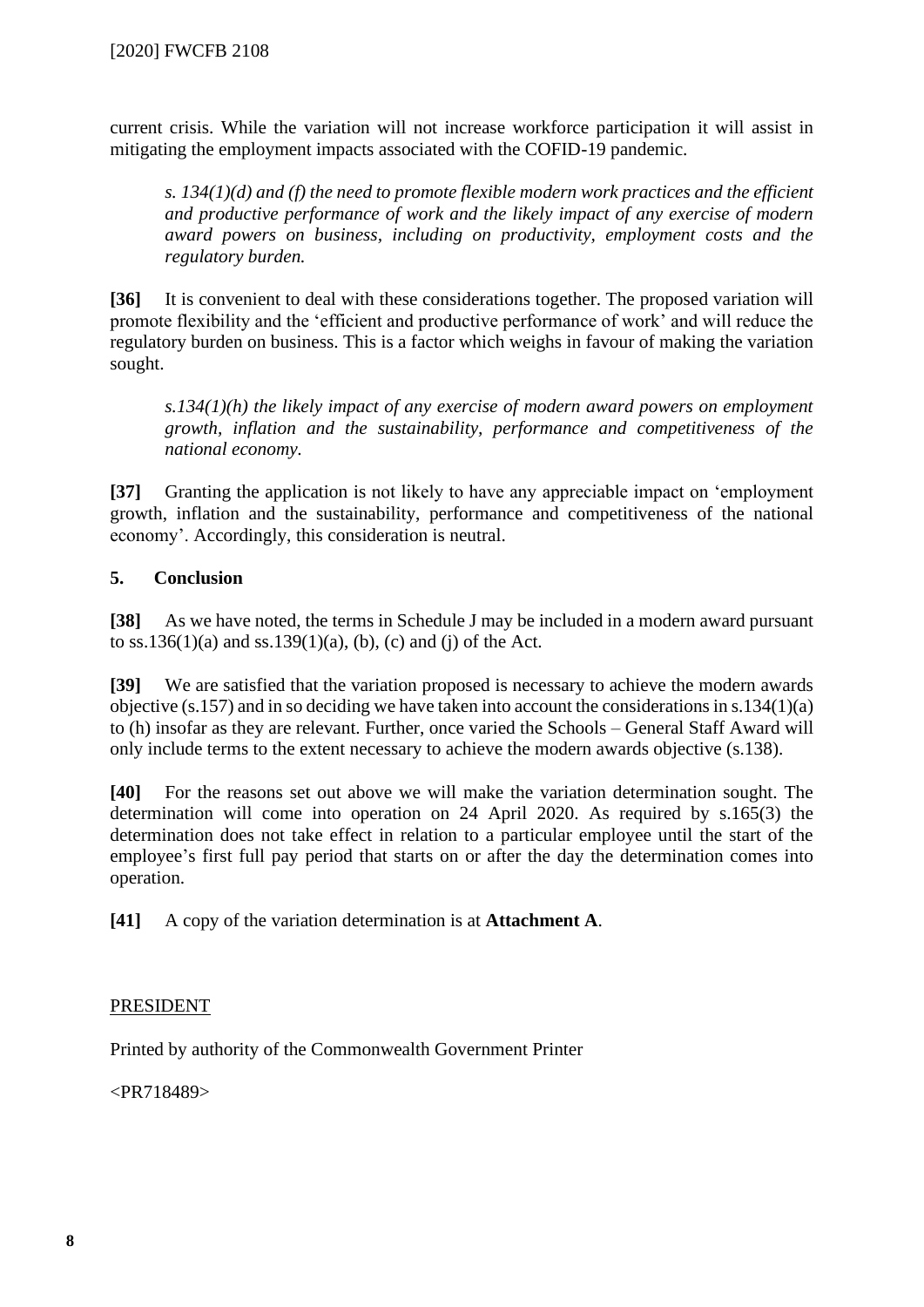current crisis. While the variation will not increase workforce participation it will assist in mitigating the employment impacts associated with the COFID-19 pandemic.

> *s. 134(1)(d) and (f) the need to promote flexible modern work practices and the efficient and productive performance of work and the likely impact of any exercise of modern award powers on business, including on productivity, employment costs and the regulatory burden.*

**[36]** It is convenient to deal with these considerations together. The proposed variation will promote flexibility and the 'efficient and productive performance of work' and will reduce the regulatory burden on business. This is a factor which weighs in favour of making the variation sought.

> *s.134(1)(h) the likely impact of any exercise of modern award powers on employment growth, inflation and the sustainability, performance and competitiveness of the national economy.*

**[37]** Granting the application is not likely to have any appreciable impact on 'employment growth, inflation and the sustainability, performance and competitiveness of the national economy'. Accordingly, this consideration is neutral.

## 5. Conclusion

**[38]** As we have noted, the terms in Schedule J may be included in a modern award pursuant to ss.136(1)(a) and ss.139(1)(a), (b), (c) and (j) of the Act.

**[39]** We are satisfied that the variation proposed is necessary to achieve the modern awards objective (s.157) and in so deciding we have taken into account the considerations in s.134(1)(a) to (h) insofar as they are relevant. Further, once varied the Schools – General Staff Award will only include terms to the extent necessary to achieve the modern awards objective (s.138).

**[40]** For the reasons set out above we will make the variation determination sought. The determination will come into operation on 24 April 2020. As required by s.165(3) the determination does not take effect in relation to a particular employee until the start of the employee's first full pay period that starts on or after the day the determination comes into operation.

**[41]** A copy of the variation determination is at **Attachment A**.

PRESIDENT

Printed by authority of the Commonwealth Government Printer

<PR718489>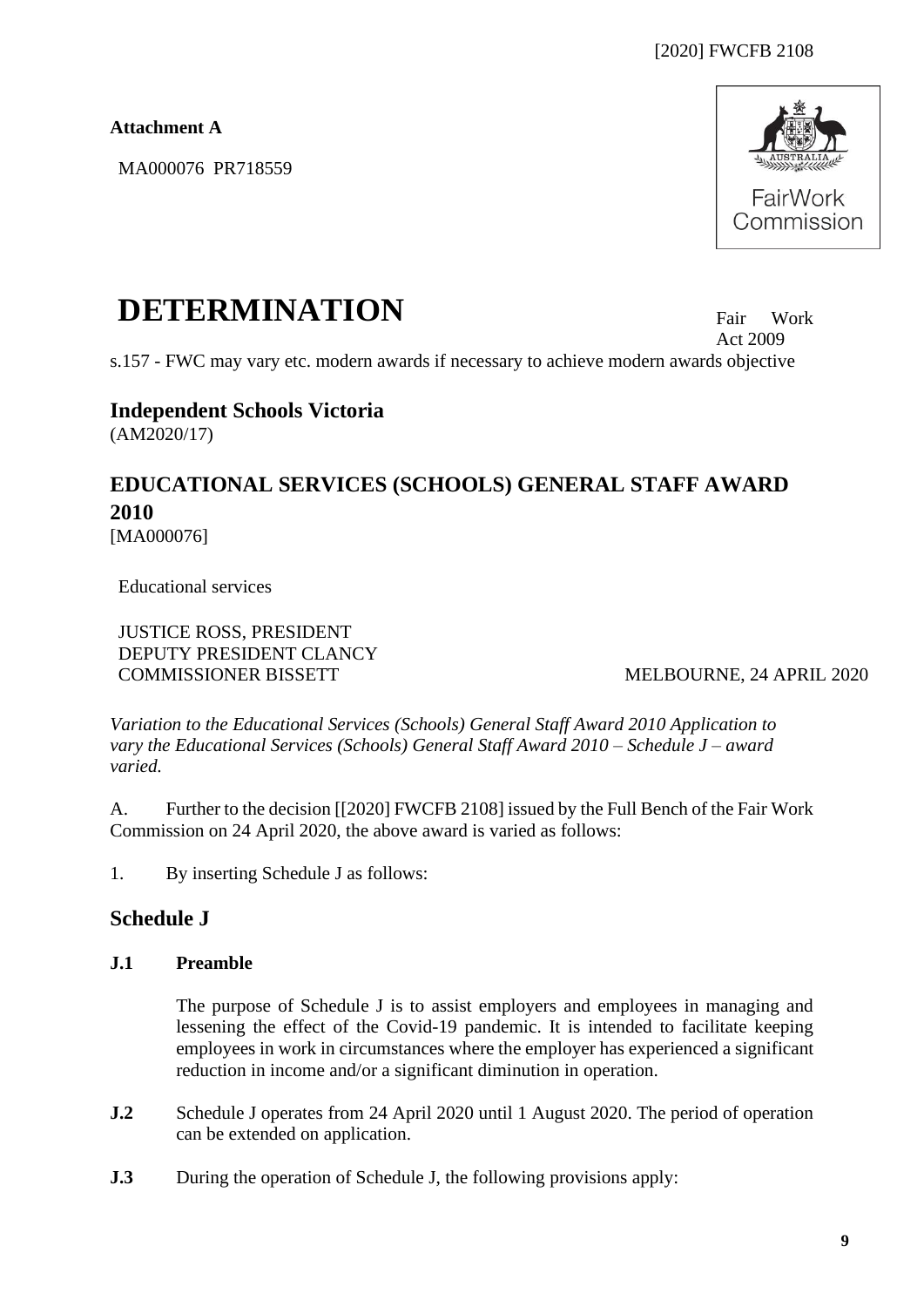**Attachment A**

MA000076 PR718559

# DETERMINATION

Fair Work Act 2009

s.157 - FWC may vary etc. modern awards if necessary to achieve modern awards objective

## Independent Schools Victoria

(AM2020/17)

## EDUCATIONAL SERVICES (SCHOOLS) GENERAL STAFF AWARD 2010

[MA000076]

Educational services

JUSTICE ROSS, PRESIDENT
DEPUTY PRESIDENT CLANCY
COMMISSIONER BISSETT

MELBOURNE, 24 APRIL 2020

*Variation to the Educational Services (Schools) General Staff Award 2010 Application to vary the Educational Services (Schools) General Staff Award 2010 – Schedule J – award varied.*

A. Further to the decision [[2020] FWCFB 2108] issued by the Full Bench of the Fair Work Commission on 24 April 2020, the above award is varied as follows:

1. By inserting Schedule J as follows:

## Schedule J

**J.1 Preamble**

The purpose of Schedule J is to assist employers and employees in managing and lessening the effect of the Covid-19 pandemic. It is intended to facilitate keeping employees in work in circumstances where the employer has experienced a significant reduction in income and/or a significant diminution in operation.

**J.2** Schedule J operates from 24 April 2020 until 1 August 2020. The period of operation can be extended on application.

**J.3** During the operation of Schedule J, the following provisions apply: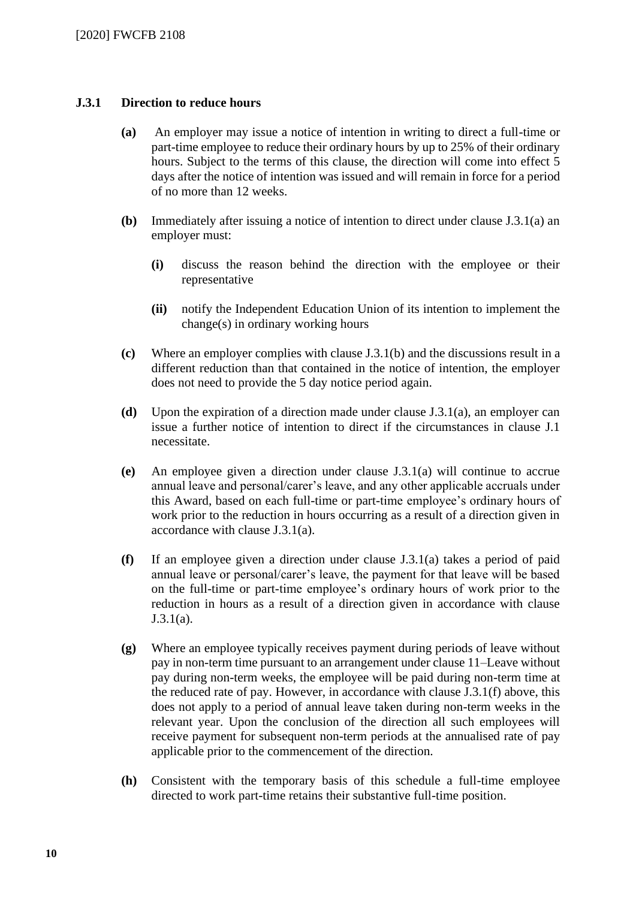### J.3.1 Direction to reduce hours

**(a)** An employer may issue a notice of intention in writing to direct a full-time or part-time employee to reduce their ordinary hours by up to 25% of their ordinary hours. Subject to the terms of this clause, the direction will come into effect 5 days after the notice of intention was issued and will remain in force for a period of no more than 12 weeks.

**(b)** Immediately after issuing a notice of intention to direct under clause J.3.1(a) an employer must:

**(i)** discuss the reason behind the direction with the employee or their representative

**(ii)** notify the Independent Education Union of its intention to implement the change(s) in ordinary working hours

**(c)** Where an employer complies with clause J.3.1(b) and the discussions result in a different reduction than that contained in the notice of intention, the employer does not need to provide the 5 day notice period again.

**(d)** Upon the expiration of a direction made under clause J.3.1(a), an employer can issue a further notice of intention to direct if the circumstances in clause J.1 necessitate.

**(e)** An employee given a direction under clause J.3.1(a) will continue to accrue annual leave and personal/carer's leave, and any other applicable accruals under this Award, based on each full-time or part-time employee's ordinary hours of work prior to the reduction in hours occurring as a result of a direction given in accordance with clause J.3.1(a).

**(f)** If an employee given a direction under clause J.3.1(a) takes a period of paid annual leave or personal/carer's leave, the payment for that leave will be based on the full-time or part-time employee's ordinary hours of work prior to the reduction in hours as a result of a direction given in accordance with clause J.3.1(a).

**(g)** Where an employee typically receives payment during periods of leave without pay in non-term time pursuant to an arrangement under clause 11–Leave without pay during non-term weeks, the employee will be paid during non-term time at the reduced rate of pay. However, in accordance with clause J.3.1(f) above, this does not apply to a period of annual leave taken during non-term weeks in the relevant year. Upon the conclusion of the direction all such employees will receive payment for subsequent non-term periods at the annualised rate of pay applicable prior to the commencement of the direction.

**(h)** Consistent with the temporary basis of this schedule a full-time employee directed to work part-time retains their substantive full-time position.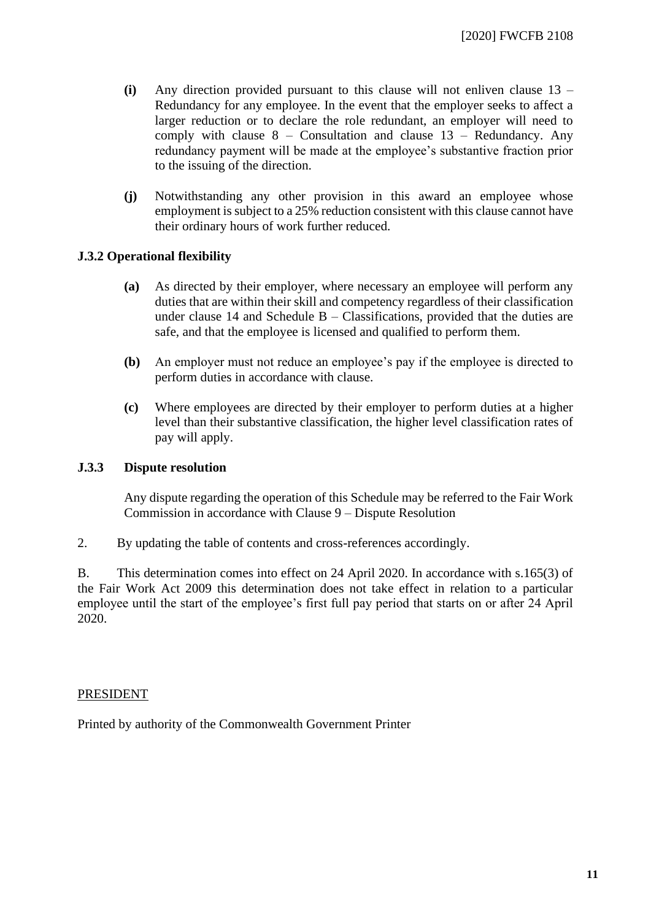**(i)** Any direction provided pursuant to this clause will not enliven clause 13 – Redundancy for any employee. In the event that the employer seeks to affect a larger reduction or to declare the role redundant, an employer will need to comply with clause 8 – Consultation and clause 13 – Redundancy. Any redundancy payment will be made at the employee's substantive fraction prior to the issuing of the direction.

**(j)** Notwithstanding any other provision in this award an employee whose employment is subject to a 25% reduction consistent with this clause cannot have their ordinary hours of work further reduced.

**J.3.2 Operational flexibility**

**(a)** As directed by their employer, where necessary an employee will perform any duties that are within their skill and competency regardless of their classification under clause 14 and Schedule B – Classifications, provided that the duties are safe, and that the employee is licensed and qualified to perform them.

**(b)** An employer must not reduce an employee's pay if the employee is directed to perform duties in accordance with clause.

**(c)** Where employees are directed by their employer to perform duties at a higher level than their substantive classification, the higher level classification rates of pay will apply.

**J.3.3 Dispute resolution**

Any dispute regarding the operation of this Schedule may be referred to the Fair Work Commission in accordance with Clause 9 – Dispute Resolution

2. By updating the table of contents and cross-references accordingly.

B. This determination comes into effect on 24 April 2020. In accordance with s.165(3) of the Fair Work Act 2009 this determination does not take effect in relation to a particular employee until the start of the employee's first full pay period that starts on or after 24 April 2020.

PRESIDENT

Printed by authority of the Commonwealth Government Printer